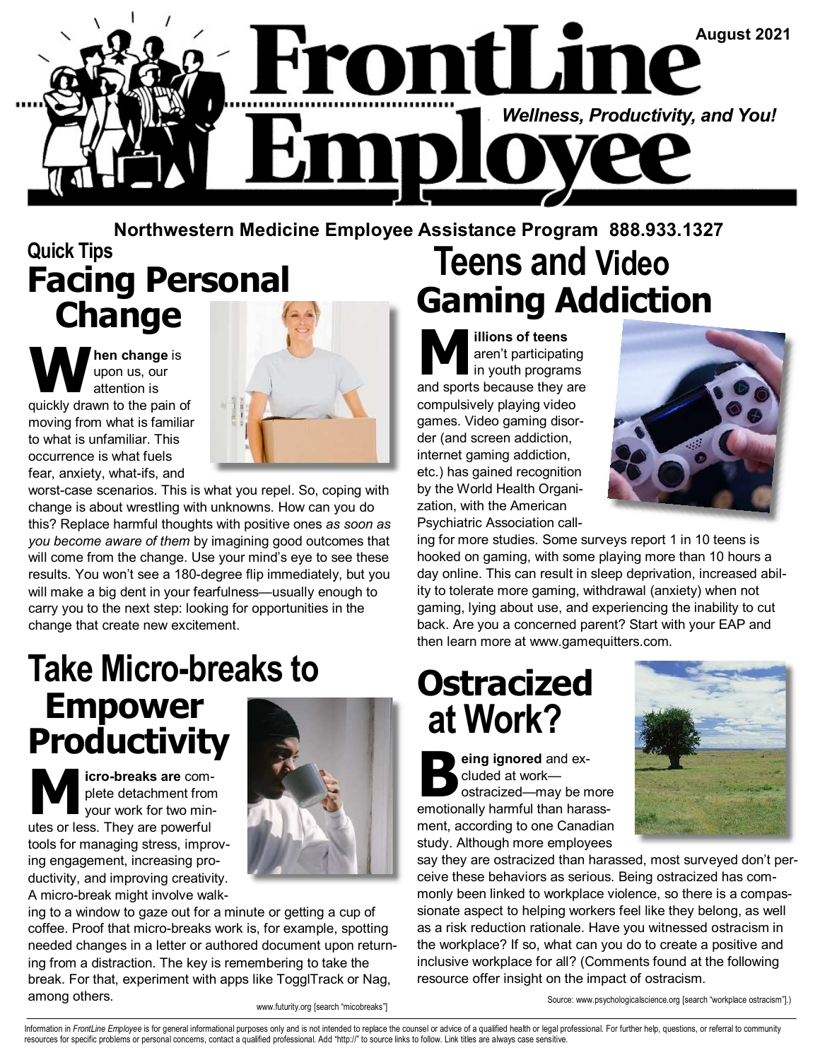# FrontLine Employee

August 2021

*Wellness, Productivity, and You!*

**Northwestern Medicine Employee Assistance Program 888.933.1327**

## Quick Tips
## Facing Personal Change

**When change** is upon us, our attention is quickly drawn to the pain of moving from what is familiar to what is unfamiliar. This occurrence is what fuels fear, anxiety, what-ifs, and worst-case scenarios. This is what you repel. So, coping with change is about wrestling with unknowns. How can you do this? Replace harmful thoughts with positive ones *as soon as you become aware of them* by imagining good outcomes that will come from the change. Use your mind's eye to see these results. You won't see a 180-degree flip immediately, but you will make a big dent in your fearfulness—usually enough to carry you to the next step: looking for opportunities in the change that create new excitement.

## Take Micro-breaks to Empower Productivity

**Micro-breaks are** complete detachment from your work for two minutes or less. They are powerful tools for managing stress, improving engagement, increasing productivity, and improving creativity. A micro-break might involve walking to a window to gaze out for a minute or getting a cup of coffee. Proof that micro-breaks work is, for example, spotting needed changes in a letter or authored document upon returning from a distraction. The key is remembering to take the break. For that, experiment with apps like TogglTrack or Nag, among others.

www.futurity.org [search "micobreaks"]

## Teens and Video Gaming Addiction

**Millions of teens** aren't participating in youth programs and sports because they are compulsively playing video games. Video gaming disorder (and screen addiction, internet gaming addiction, etc.) has gained recognition by the World Health Organization, with the American Psychiatric Association calling for more studies. Some surveys report 1 in 10 teens is hooked on gaming, with some playing more than 10 hours a day online. This can result in sleep deprivation, increased ability to tolerate more gaming, withdrawal (anxiety) when not gaming, lying about use, and experiencing the inability to cut back. Are you a concerned parent? Start with your EAP and then learn more at www.gamequitters.com.

## Ostracized at Work?

**Being ignored** and excluded at work—ostracized—may be more emotionally harmful than harassment, according to one Canadian study. Although more employees say they are ostracized than harassed, most surveyed don't perceive these behaviors as serious. Being ostracized has commonly been linked to workplace violence, so there is a compassionate aspect to helping workers feel like they belong, as well as a risk reduction rationale. Have you witnessed ostracism in the workplace? If so, what can you do to create a positive and inclusive workplace for all? (Comments found at the following resource offer insight on the impact of ostracism.

Source: www.psychologicalscience.org [search "workplace ostracism"].)

Information in *FrontLine Employee* is for general informational purposes only and is not intended to replace the counsel or advice of a qualified health or legal professional. For further help, questions, or referral to community resources for specific problems or personal concerns, contact a qualified professional. Add "http://" to source links to follow. Link titles are always case sensitive.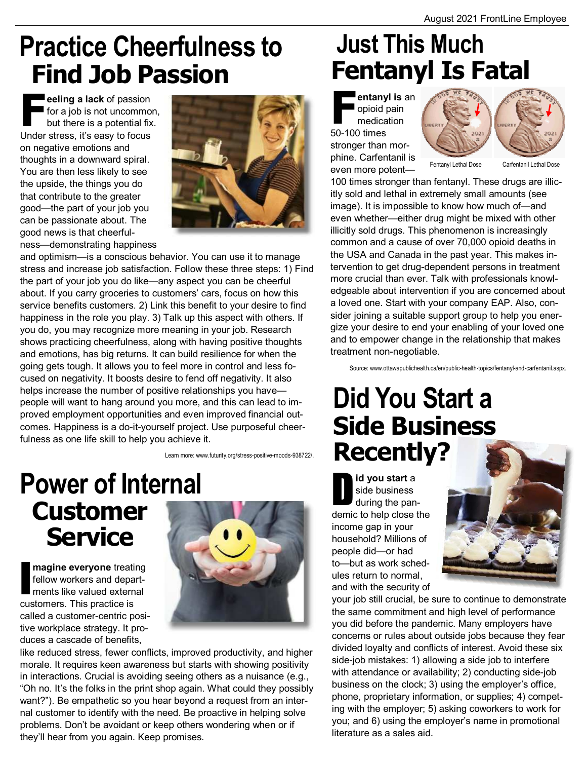# Practice Cheerfulness to Find Job Passion

**Feeling a lack** of passion for a job is not uncommon, but there is a potential fix. Under stress, it's easy to focus on negative emotions and thoughts in a downward spiral. You are then less likely to see the upside, the things you do that contribute to the greater good—the part of your job you can be passionate about. The good news is that cheerfulness—demonstrating happiness and optimism—is a conscious behavior. You can use it to manage stress and increase job satisfaction. Follow these three steps: 1) Find the part of your job you do like—any aspect you can be cheerful about. If you carry groceries to customers' cars, focus on how this service benefits customers. 2) Link this benefit to your desire to find happiness in the role you play. 3) Talk up this aspect with others. If you do, you may recognize more meaning in your job. Research shows practicing cheerfulness, along with having positive thoughts and emotions, has big returns. It can build resilience for when the going gets tough. It allows you to feel more in control and less focused on negativity. It boosts desire to fend off negativity. It also helps increase the number of positive relationships you have—people will want to hang around you more, and this can lead to improved employment opportunities and even improved financial outcomes. Happiness is a do-it-yourself project. Use purposeful cheerfulness as one life skill to help you achieve it.

Learn more: www.futurity.org/stress-positive-moods-938722/.

# Power of Internal Customer Service

**Imagine everyone** treating fellow workers and departments like valued external customers. This practice is called a customer-centric positive workplace strategy. It produces a cascade of benefits, like reduced stress, fewer conflicts, improved productivity, and higher morale. It requires keen awareness but starts with showing positivity in interactions. Crucial is avoiding seeing others as a nuisance (e.g., "Oh no. It's the folks in the print shop again. What could they possibly want?"). Be empathetic so you hear beyond a request from an internal customer to identify with the need. Be proactive in helping solve problems. Don't be avoidant or keep others wondering when or if they'll hear from you again. Keep promises.

# Just This Much Fentanyl Is Fatal

Fentanyl Lethal Dose

Carfentanil Lethal Dose

**Fentanyl is** an opioid pain medication 50-100 times stronger than morphine. Carfentanil is even more potent—100 times stronger than fentanyl. These drugs are illicitly sold and lethal in extremely small amounts (see image). It is impossible to know how much of—and even whether—either drug might be mixed with other illicitly sold drugs. This phenomenon is increasingly common and a cause of over 70,000 opioid deaths in the USA and Canada in the past year. This makes intervention to get drug-dependent persons in treatment more crucial than ever. Talk with professionals knowledgeable about intervention if you are concerned about a loved one. Start with your company EAP. Also, consider joining a suitable support group to help you energize your desire to end your enabling of your loved one and to empower change in the relationship that makes treatment non-negotiable.

Source: www.ottawapublichealth.ca/en/public-health-topics/fentanyl-and-carfentanil.aspx.

# Did You Start a Side Business Recently?

**Did you start** a side business during the pandemic to help close the income gap in your household? Millions of people did—or had to—but as work schedules return to normal, and with the security of your job still crucial, be sure to continue to demonstrate the same commitment and high level of performance you did before the pandemic. Many employers have concerns or rules about outside jobs because they fear divided loyalty and conflicts of interest. Avoid these six side-job mistakes: 1) allowing a side job to interfere with attendance or availability; 2) conducting side-job business on the clock; 3) using the employer's office, phone, proprietary information, or supplies; 4) competing with the employer; 5) asking coworkers to work for you; and 6) using the employer's name in promotional literature as a sales aid.